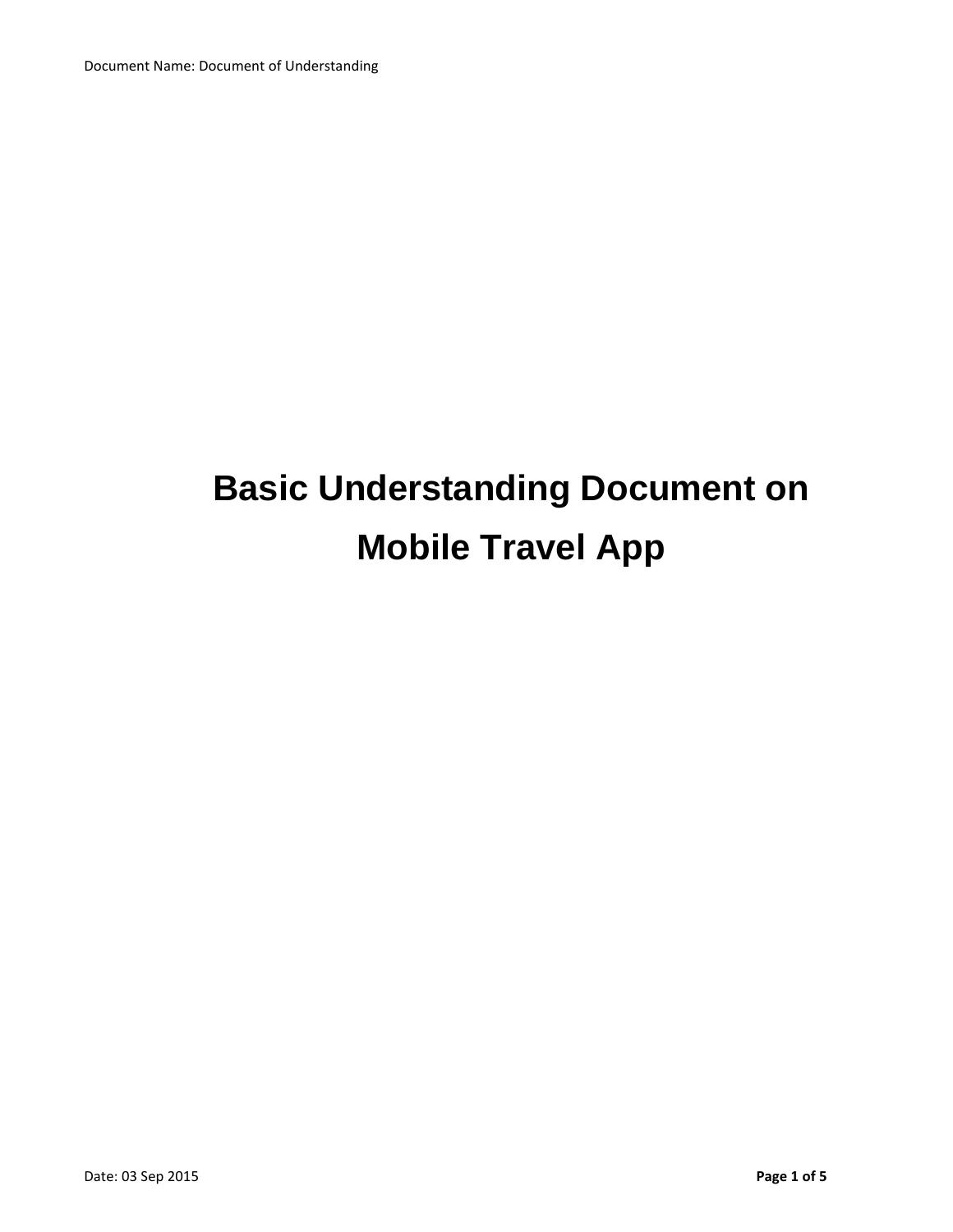# Basic Understanding Document on Mobile Travel App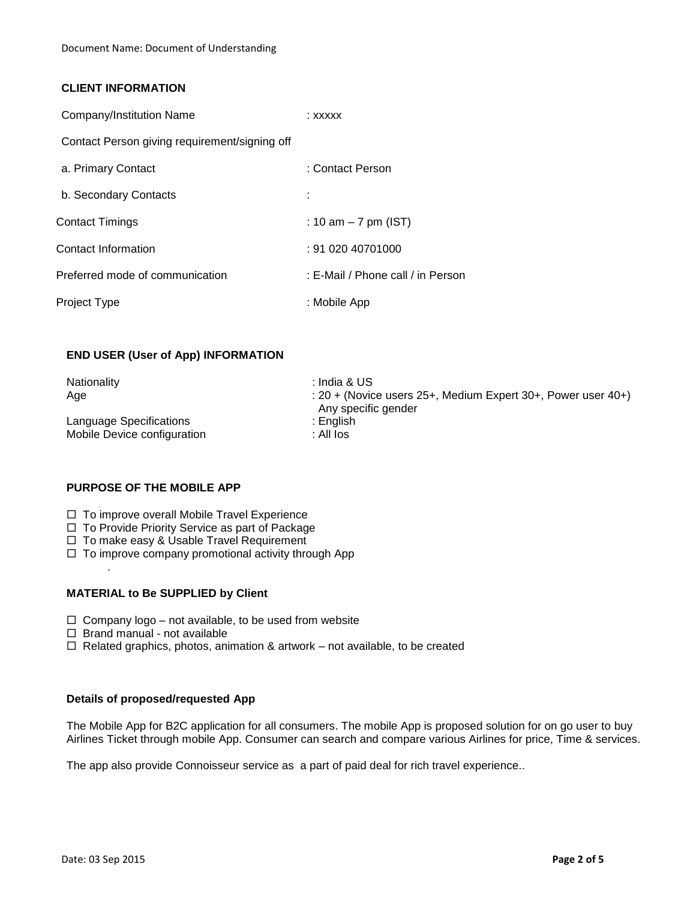## CLIENT INFORMATION

| | |
|---|---|
| Company/Institution Name | : xxxxx |
| Contact Person giving requirement/signing off | |
| a. Primary Contact | : Contact Person |
| b. Secondary Contacts | : |
| Contact Timings | : 10 am – 7 pm (IST) |
| Contact Information | : 91 020 40701000 |
| Preferred mode of communication | : E-Mail / Phone call / in Person |
| Project Type | : Mobile App |

## END USER (User of App) INFORMATION

| | |
|---|---|
| Nationality | : India & US |
| Age | : 20 + (Novice users 25+, Medium Expert 30+, Power user 40+) Any specific gender |
| Language Specifications | : English |
| Mobile Device configuration | : All Ios |

## PURPOSE OF THE MOBILE APP

- ☐ To improve overall Mobile Travel Experience
- ☐ To Provide Priority Service as part of Package
- ☐ To make easy & Usable Travel Requirement
- ☐ To improve company promotional activity through App

.

## MATERIAL to Be SUPPLIED by Client

- ☐ Company logo – not available, to be used from website
- ☐ Brand manual - not available
- ☐ Related graphics, photos, animation & artwork – not available, to be created

## Details of proposed/requested App

The Mobile App for B2C application for all consumers. The mobile App is proposed solution for on go user to buy Airlines Ticket through mobile App. Consumer can search and compare various Airlines for price, Time & services.

The app also provide Connoisseur service as a part of paid deal for rich travel experience..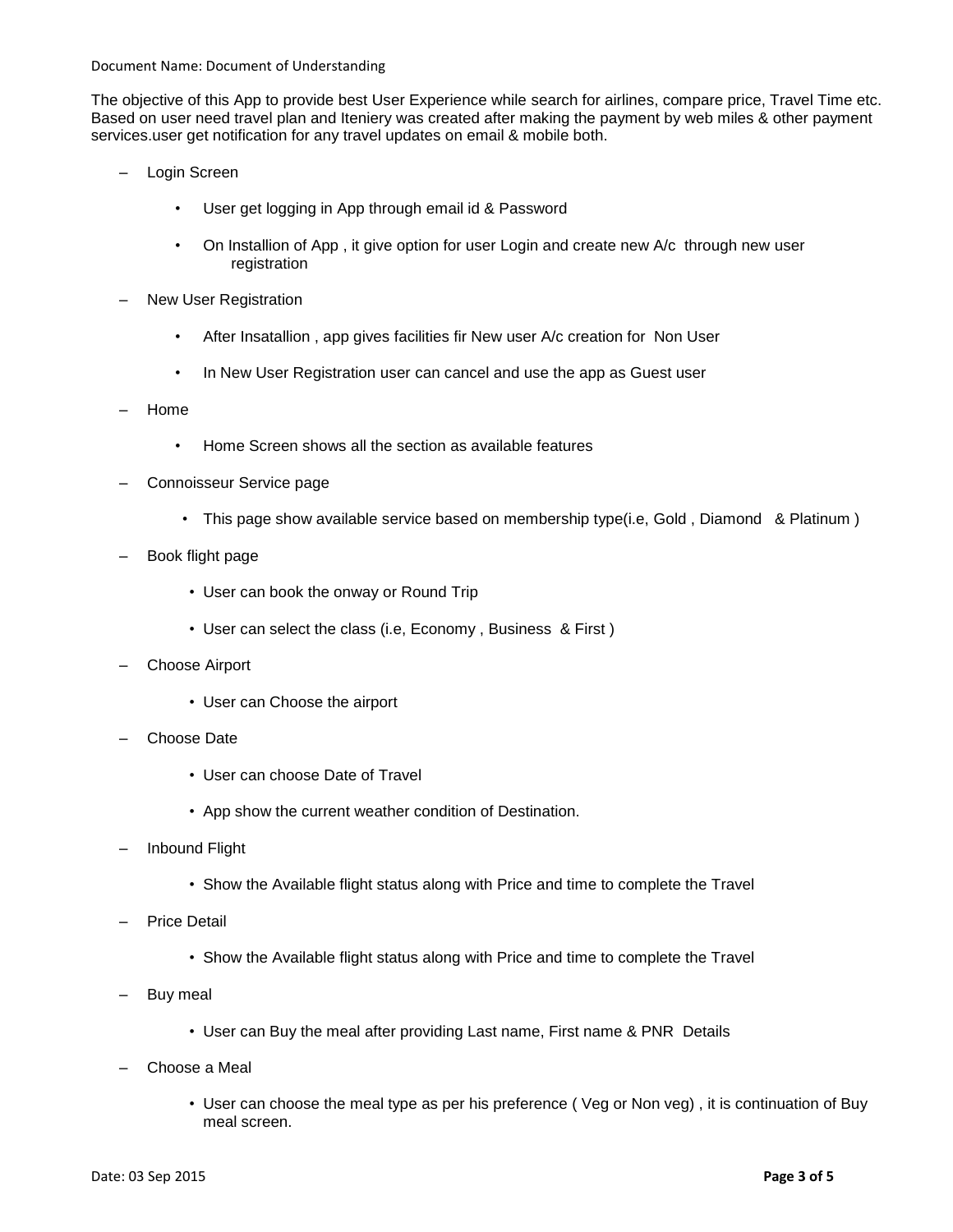Document Name: Document of Understanding

The objective of this App to provide best User Experience while search for airlines, compare price, Travel Time etc. Based on user need travel plan and Iteniery was created after making the payment by web miles & other payment services.user get notification for any travel updates on email & mobile both.

- Login Screen
  - User get logging in App through email id & Password
  - On Installion of App , it give option for user Login and create new A/c through new user registration
- New User Registration
  - After Insatallion , app gives facilities fir New user A/c creation for Non User
  - In New User Registration user can cancel and use the app as Guest user
- Home
  - Home Screen shows all the section as available features
- Connoisseur Service page
  - This page show available service based on membership type(i.e, Gold , Diamond & Platinum )
- Book flight page
  - User can book the onway or Round Trip
  - User can select the class (i.e, Economy , Business & First )
- Choose Airport
  - User can Choose the airport
- Choose Date
  - User can choose Date of Travel
  - App show the current weather condition of Destination.
- Inbound Flight
  - Show the Available flight status along with Price and time to complete the Travel
- Price Detail
  - Show the Available flight status along with Price and time to complete the Travel
- Buy meal
  - User can Buy the meal after providing Last name, First name & PNR Details
- Choose a Meal
  - User can choose the meal type as per his preference ( Veg or Non veg) , it is continuation of Buy meal screen.

Date: 03 Sep 2015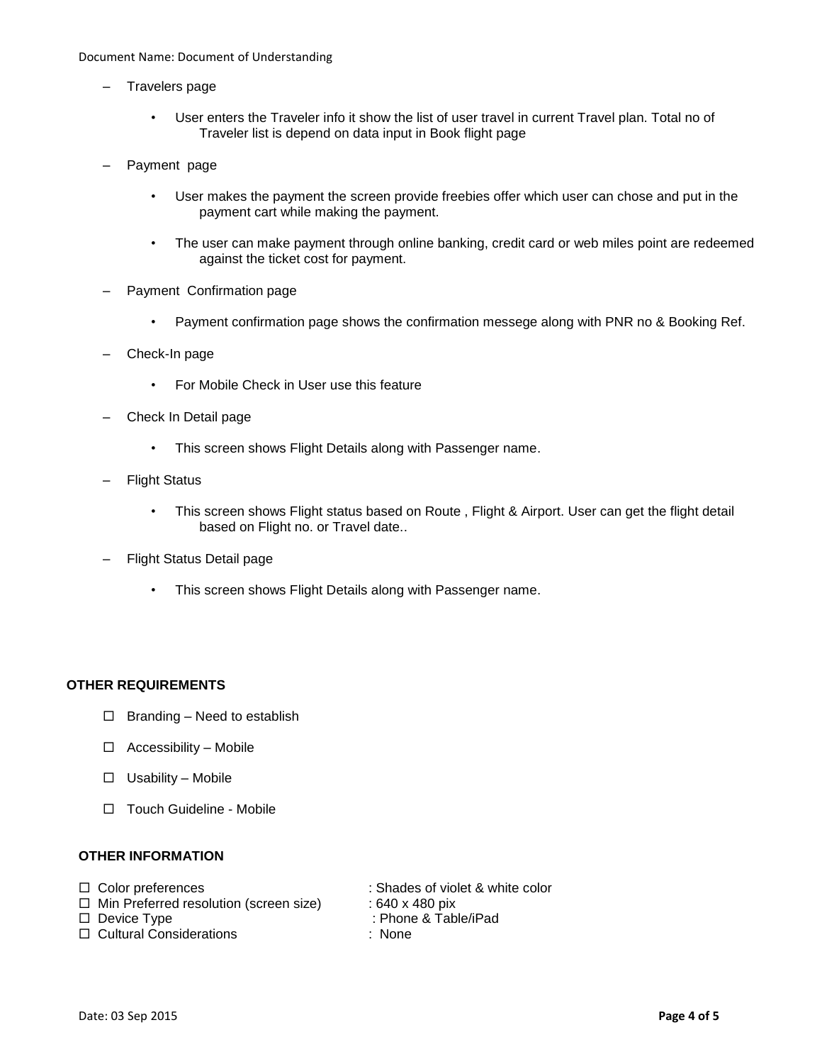- Travelers page
  - User enters the Traveler info it show the list of user travel in current Travel plan. Total no of Traveler list is depend on data input in Book flight page
- Payment  page
  - User makes the payment the screen provide freebies offer which user can chose and put in the payment cart while making the payment.
  - The user can make payment through online banking, credit card or web miles point are redeemed against the ticket cost for payment.
- Payment  Confirmation page
  - Payment confirmation page shows the confirmation messege along with PNR no & Booking Ref.
- Check-In page
  - For Mobile Check in User use this feature
- Check In Detail page
  - This screen shows Flight Details along with Passenger name.
- Flight Status
  - This screen shows Flight status based on Route , Flight & Airport. User can get the flight detail based on Flight no. or Travel date..
- Flight Status Detail page
  - This screen shows Flight Details along with Passenger name.

**OTHER REQUIREMENTS**

- ☐ Branding – Need to establish
- ☐ Accessibility – Mobile
- ☐ Usability – Mobile
- ☐ Touch Guideline - Mobile

**OTHER INFORMATION**

- ☐ Color preferences : Shades of violet & white color
- ☐ Min Preferred resolution (screen size) : 640 x 480 pix
- ☐ Device Type : Phone & Table/iPad
- ☐ Cultural Considerations : None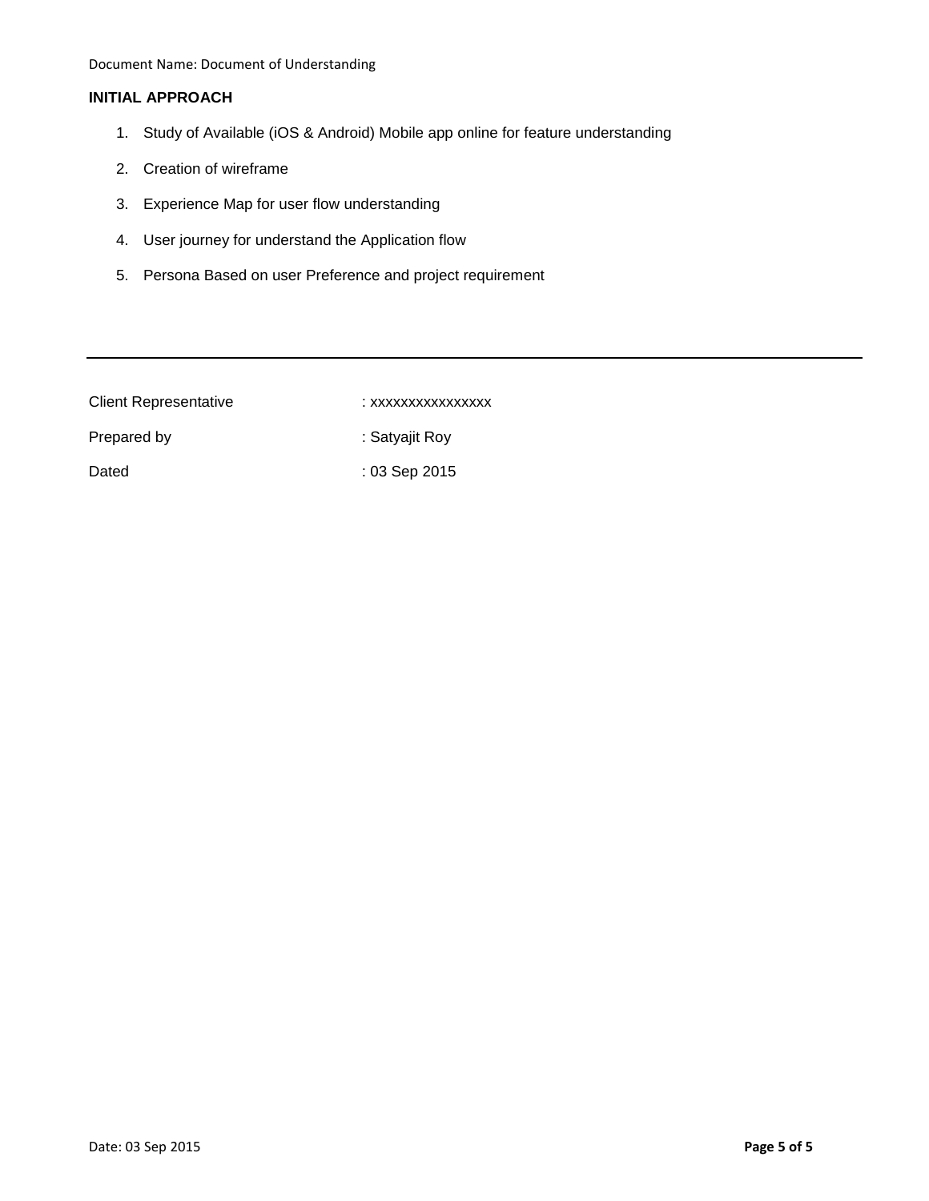**INITIAL APPROACH**

1. Study of Available (iOS & Android) Mobile app online for feature understanding
2. Creation of wireframe
3. Experience Map for user flow understanding
4. User journey for understand the Application flow
5. Persona Based on user Preference and project requirement

---

| | |
|---|---|
| Client Representative | : xxxxxxxxxxxxxxxx |
| Prepared by | : Satyajit Roy |
| Dated | : 03 Sep 2015 |